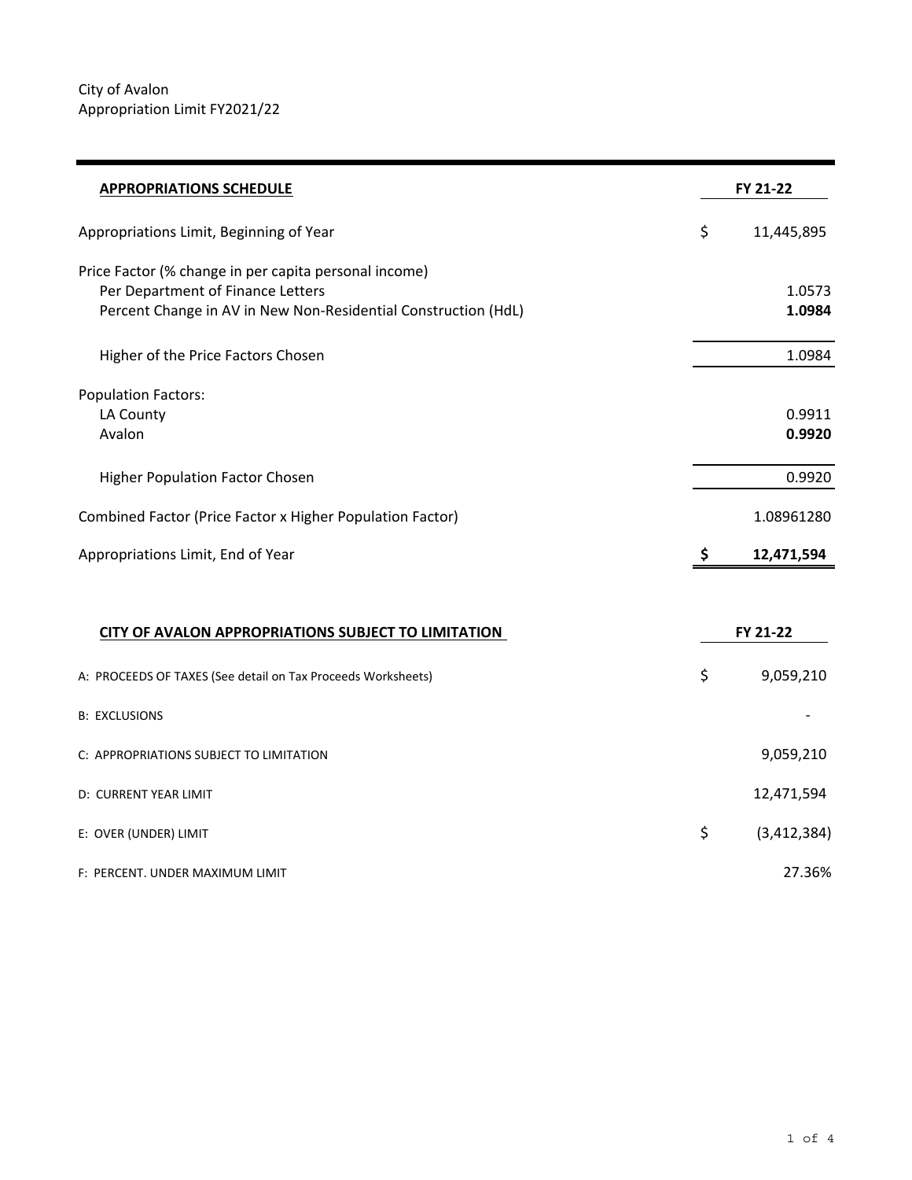City of Avalon
Appropriation Limit FY2021/22

| **APPROPRIATIONS SCHEDULE** | | **FY 21-22** |
|---|---|---|
| Appropriations Limit, Beginning of Year | $ | 11,445,895 |
| Price Factor (% change in per capita personal income) | | |
| Per Department of Finance Letters | | 1.0573 |
| Percent Change in AV in New Non-Residential Construction (HdL) | | **1.0984** |
| Higher of the Price Factors Chosen | | 1.0984 |
| Population Factors: | | |
| LA County | | 0.9911 |
| Avalon | | **0.9920** |
| Higher Population Factor Chosen | | 0.9920 |
| Combined Factor (Price Factor x Higher Population Factor) | | 1.08961280 |
| Appropriations Limit, End of Year | **$** | **12,471,594** |

| **CITY OF AVALON APPROPRIATIONS SUBJECT TO LIMITATION** | | **FY 21-22** |
|---|---|---|
| A: PROCEEDS OF TAXES (See detail on Tax Proceeds Worksheets) | $ | 9,059,210 |
| B: EXCLUSIONS | | - |
| C: APPROPRIATIONS SUBJECT TO LIMITATION | | 9,059,210 |
| D: CURRENT YEAR LIMIT | | 12,471,594 |
| E: OVER (UNDER) LIMIT | $ | (3,412,384) |
| F: PERCENT. UNDER MAXIMUM LIMIT | | 27.36% |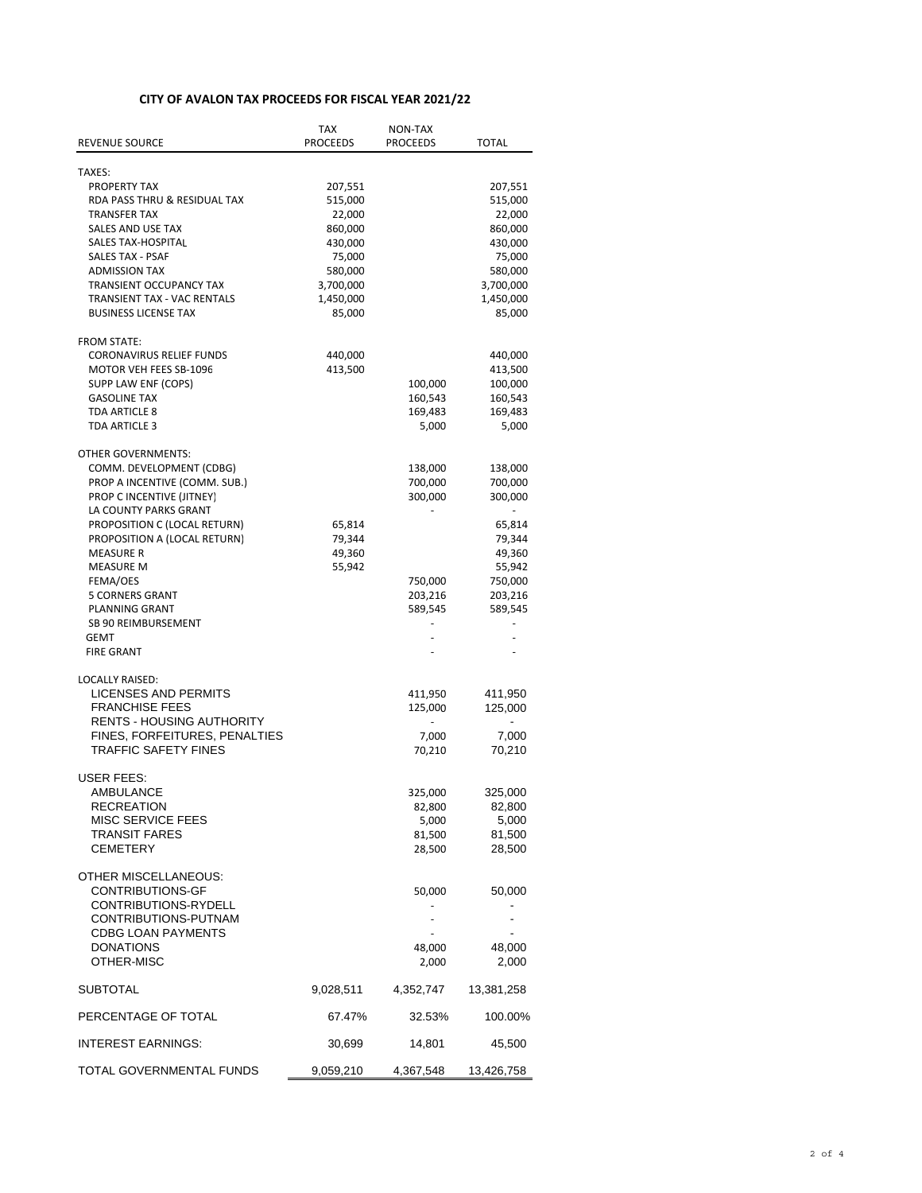# CITY OF AVALON TAX PROCEEDS FOR FISCAL YEAR 2021/22

| REVENUE SOURCE | TAX PROCEEDS | NON-TAX PROCEEDS | TOTAL |
|---|---|---|---|
| TAXES: | | | |
| PROPERTY TAX | 207,551 | | 207,551 |
| RDA PASS THRU & RESIDUAL TAX | 515,000 | | 515,000 |
| TRANSFER TAX | 22,000 | | 22,000 |
| SALES AND USE TAX | 860,000 | | 860,000 |
| SALES TAX-HOSPITAL | 430,000 | | 430,000 |
| SALES TAX - PSAF | 75,000 | | 75,000 |
| ADMISSION TAX | 580,000 | | 580,000 |
| TRANSIENT OCCUPANCY TAX | 3,700,000 | | 3,700,000 |
| TRANSIENT TAX - VAC RENTALS | 1,450,000 | | 1,450,000 |
| BUSINESS LICENSE TAX | 85,000 | | 85,000 |
| FROM STATE: | | | |
| CORONAVIRUS RELIEF FUNDS | 440,000 | | 440,000 |
| MOTOR VEH FEES SB-1096 | 413,500 | | 413,500 |
| SUPP LAW ENF (COPS) | | 100,000 | 100,000 |
| GASOLINE TAX | | 160,543 | 160,543 |
| TDA ARTICLE 8 | | 169,483 | 169,483 |
| TDA ARTICLE 3 | | 5,000 | 5,000 |
| OTHER GOVERNMENTS: | | | |
| COMM. DEVELOPMENT (CDBG) | | 138,000 | 138,000 |
| PROP A INCENTIVE (COMM. SUB.) | | 700,000 | 700,000 |
| PROP C INCENTIVE (JITNEY) | | 300,000 | 300,000 |
| LA COUNTY PARKS GRANT | | - | - |
| PROPOSITION C (LOCAL RETURN) | 65,814 | | 65,814 |
| PROPOSITION A (LOCAL RETURN) | 79,344 | | 79,344 |
| MEASURE R | 49,360 | | 49,360 |
| MEASURE M | 55,942 | | 55,942 |
| FEMA/OES | | 750,000 | 750,000 |
| 5 CORNERS GRANT | | 203,216 | 203,216 |
| PLANNING GRANT | | 589,545 | 589,545 |
| SB 90 REIMBURSEMENT | | - | - |
| GEMT | | - | - |
| FIRE GRANT | | - | - |
| LOCALLY RAISED: | | | |
| LICENSES AND PERMITS | | 411,950 | 411,950 |
| FRANCHISE FEES | | 125,000 | 125,000 |
| RENTS - HOUSING AUTHORITY | | - | - |
| FINES, FORFEITURES, PENALTIES | | 7,000 | 7,000 |
| TRAFFIC SAFETY FINES | | 70,210 | 70,210 |
| USER FEES: | | | |
| AMBULANCE | | 325,000 | 325,000 |
| RECREATION | | 82,800 | 82,800 |
| MISC SERVICE FEES | | 5,000 | 5,000 |
| TRANSIT FARES | | 81,500 | 81,500 |
| CEMETERY | | 28,500 | 28,500 |
| OTHER MISCELLANEOUS: | | | |
| CONTRIBUTIONS-GF | | 50,000 | 50,000 |
| CONTRIBUTIONS-RYDELL | | - | - |
| CONTRIBUTIONS-PUTNAM | | - | - |
| CDBG LOAN PAYMENTS | | - | - |
| DONATIONS | | 48,000 | 48,000 |
| OTHER-MISC | | 2,000 | 2,000 |
| SUBTOTAL | 9,028,511 | 4,352,747 | 13,381,258 |
| PERCENTAGE OF TOTAL | 67.47% | 32.53% | 100.00% |
| INTEREST EARNINGS: | 30,699 | 14,801 | 45,500 |
| TOTAL GOVERNMENTAL FUNDS | 9,059,210 | 4,367,548 | 13,426,758 |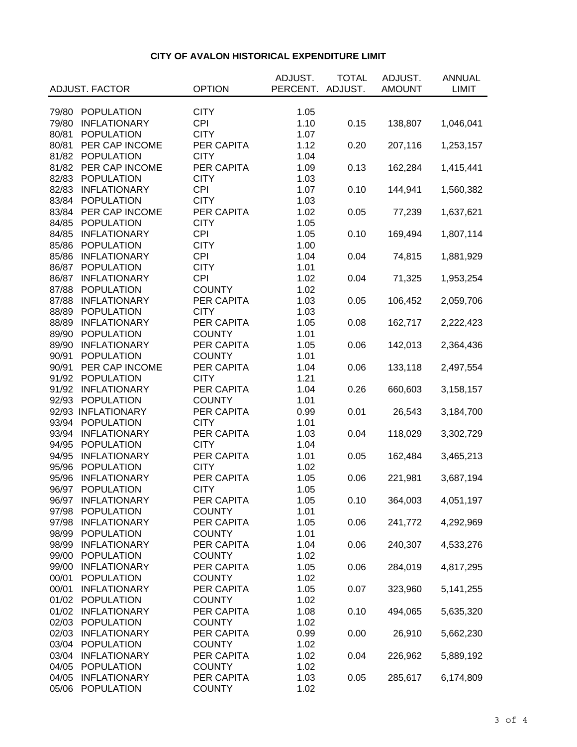# CITY OF AVALON HISTORICAL EXPENDITURE LIMIT

| ADJUST. FACTOR | | OPTION | ADJUST. PERCENT. | TOTAL ADJUST. | ADJUST. AMOUNT | ANNUAL LIMIT |
|---|---|---|---|---|---|---|
| 79/80 | POPULATION | CITY | 1.05 | | | |
| 79/80 | INFLATIONARY | CPI | 1.10 | 0.15 | 138,807 | 1,046,041 |
| 80/81 | POPULATION | CITY | 1.07 | | | |
| 80/81 | PER CAP INCOME | PER CAPITA | 1.12 | 0.20 | 207,116 | 1,253,157 |
| 81/82 | POPULATION | CITY | 1.04 | | | |
| 81/82 | PER CAP INCOME | PER CAPITA | 1.09 | 0.13 | 162,284 | 1,415,441 |
| 82/83 | POPULATION | CITY | 1.03 | | | |
| 82/83 | INFLATIONARY | CPI | 1.07 | 0.10 | 144,941 | 1,560,382 |
| 83/84 | POPULATION | CITY | 1.03 | | | |
| 83/84 | PER CAP INCOME | PER CAPITA | 1.02 | 0.05 | 77,239 | 1,637,621 |
| 84/85 | POPULATION | CITY | 1.05 | | | |
| 84/85 | INFLATIONARY | CPI | 1.05 | 0.10 | 169,494 | 1,807,114 |
| 85/86 | POPULATION | CITY | 1.00 | | | |
| 85/86 | INFLATIONARY | CPI | 1.04 | 0.04 | 74,815 | 1,881,929 |
| 86/87 | POPULATION | CITY | 1.01 | | | |
| 86/87 | INFLATIONARY | CPI | 1.02 | 0.04 | 71,325 | 1,953,254 |
| 87/88 | POPULATION | COUNTY | 1.02 | | | |
| 87/88 | INFLATIONARY | PER CAPITA | 1.03 | 0.05 | 106,452 | 2,059,706 |
| 88/89 | POPULATION | CITY | 1.03 | | | |
| 88/89 | INFLATIONARY | PER CAPITA | 1.05 | 0.08 | 162,717 | 2,222,423 |
| 89/90 | POPULATION | COUNTY | 1.01 | | | |
| 89/90 | INFLATIONARY | PER CAPITA | 1.05 | 0.06 | 142,013 | 2,364,436 |
| 90/91 | POPULATION | COUNTY | 1.01 | | | |
| 90/91 | PER CAP INCOME | PER CAPITA | 1.04 | 0.06 | 133,118 | 2,497,554 |
| 91/92 | POPULATION | CITY | 1.21 | | | |
| 91/92 | INFLATIONARY | PER CAPITA | 1.04 | 0.26 | 660,603 | 3,158,157 |
| 92/93 | POPULATION | COUNTY | 1.01 | | | |
| 92/93 | INFLATIONARY | PER CAPITA | 0.99 | 0.01 | 26,543 | 3,184,700 |
| 93/94 | POPULATION | CITY | 1.01 | | | |
| 93/94 | INFLATIONARY | PER CAPITA | 1.03 | 0.04 | 118,029 | 3,302,729 |
| 94/95 | POPULATION | CITY | 1.04 | | | |
| 94/95 | INFLATIONARY | PER CAPITA | 1.01 | 0.05 | 162,484 | 3,465,213 |
| 95/96 | POPULATION | CITY | 1.02 | | | |
| 95/96 | INFLATIONARY | PER CAPITA | 1.05 | 0.06 | 221,981 | 3,687,194 |
| 96/97 | POPULATION | CITY | 1.05 | | | |
| 96/97 | INFLATIONARY | PER CAPITA | 1.05 | 0.10 | 364,003 | 4,051,197 |
| 97/98 | POPULATION | COUNTY | 1.01 | | | |
| 97/98 | INFLATIONARY | PER CAPITA | 1.05 | 0.06 | 241,772 | 4,292,969 |
| 98/99 | POPULATION | COUNTY | 1.01 | | | |
| 98/99 | INFLATIONARY | PER CAPITA | 1.04 | 0.06 | 240,307 | 4,533,276 |
| 99/00 | POPULATION | COUNTY | 1.02 | | | |
| 99/00 | INFLATIONARY | PER CAPITA | 1.05 | 0.06 | 284,019 | 4,817,295 |
| 00/01 | POPULATION | COUNTY | 1.02 | | | |
| 00/01 | INFLATIONARY | PER CAPITA | 1.05 | 0.07 | 323,960 | 5,141,255 |
| 01/02 | POPULATION | COUNTY | 1.02 | | | |
| 01/02 | INFLATIONARY | PER CAPITA | 1.08 | 0.10 | 494,065 | 5,635,320 |
| 02/03 | POPULATION | COUNTY | 1.02 | | | |
| 02/03 | INFLATIONARY | PER CAPITA | 0.99 | 0.00 | 26,910 | 5,662,230 |
| 03/04 | POPULATION | COUNTY | 1.02 | | | |
| 03/04 | INFLATIONARY | PER CAPITA | 1.02 | 0.04 | 226,962 | 5,889,192 |
| 04/05 | POPULATION | COUNTY | 1.02 | | | |
| 04/05 | INFLATIONARY | PER CAPITA | 1.03 | 0.05 | 285,617 | 6,174,809 |
| 05/06 | POPULATION | COUNTY | 1.02 | | | |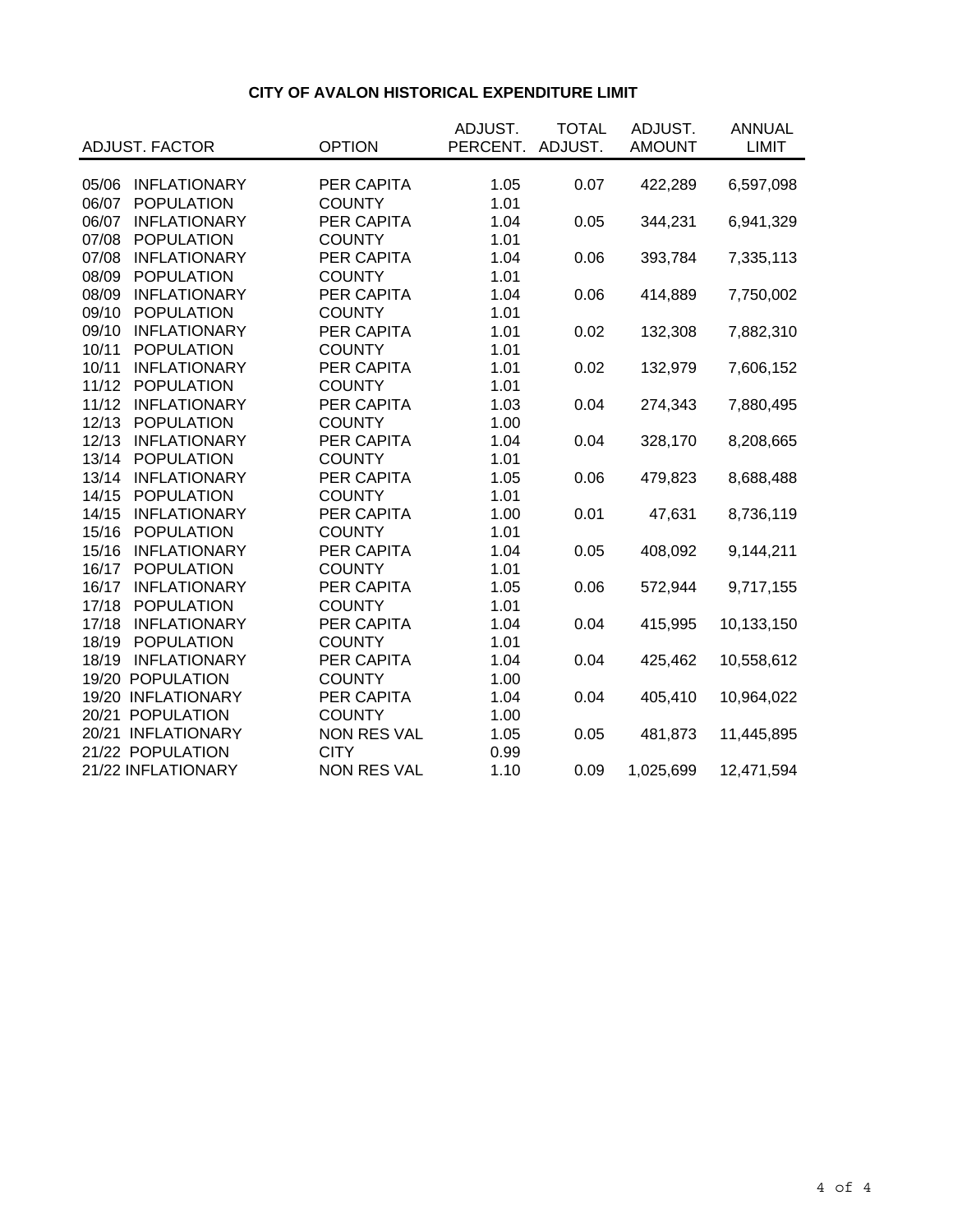# CITY OF AVALON HISTORICAL EXPENDITURE LIMIT

| ADJUST. FACTOR | OPTION | ADJUST. PERCENT. | TOTAL ADJUST. | ADJUST. AMOUNT | ANNUAL LIMIT |
|---|---|---|---|---|---|
| 05/06 INFLATIONARY | PER CAPITA | 1.05 | 0.07 | 422,289 | 6,597,098 |
| 06/07 POPULATION | COUNTY | 1.01 | | | |
| 06/07 INFLATIONARY | PER CAPITA | 1.04 | 0.05 | 344,231 | 6,941,329 |
| 07/08 POPULATION | COUNTY | 1.01 | | | |
| 07/08 INFLATIONARY | PER CAPITA | 1.04 | 0.06 | 393,784 | 7,335,113 |
| 08/09 POPULATION | COUNTY | 1.01 | | | |
| 08/09 INFLATIONARY | PER CAPITA | 1.04 | 0.06 | 414,889 | 7,750,002 |
| 09/10 POPULATION | COUNTY | 1.01 | | | |
| 09/10 INFLATIONARY | PER CAPITA | 1.01 | 0.02 | 132,308 | 7,882,310 |
| 10/11 POPULATION | COUNTY | 1.01 | | | |
| 10/11 INFLATIONARY | PER CAPITA | 1.01 | 0.02 | 132,979 | 7,606,152 |
| 11/12 POPULATION | COUNTY | 1.01 | | | |
| 11/12 INFLATIONARY | PER CAPITA | 1.03 | 0.04 | 274,343 | 7,880,495 |
| 12/13 POPULATION | COUNTY | 1.00 | | | |
| 12/13 INFLATIONARY | PER CAPITA | 1.04 | 0.04 | 328,170 | 8,208,665 |
| 13/14 POPULATION | COUNTY | 1.01 | | | |
| 13/14 INFLATIONARY | PER CAPITA | 1.05 | 0.06 | 479,823 | 8,688,488 |
| 14/15 POPULATION | COUNTY | 1.01 | | | |
| 14/15 INFLATIONARY | PER CAPITA | 1.00 | 0.01 | 47,631 | 8,736,119 |
| 15/16 POPULATION | COUNTY | 1.01 | | | |
| 15/16 INFLATIONARY | PER CAPITA | 1.04 | 0.05 | 408,092 | 9,144,211 |
| 16/17 POPULATION | COUNTY | 1.01 | | | |
| 16/17 INFLATIONARY | PER CAPITA | 1.05 | 0.06 | 572,944 | 9,717,155 |
| 17/18 POPULATION | COUNTY | 1.01 | | | |
| 17/18 INFLATIONARY | PER CAPITA | 1.04 | 0.04 | 415,995 | 10,133,150 |
| 18/19 POPULATION | COUNTY | 1.01 | | | |
| 18/19 INFLATIONARY | PER CAPITA | 1.04 | 0.04 | 425,462 | 10,558,612 |
| 19/20 POPULATION | COUNTY | 1.00 | | | |
| 19/20 INFLATIONARY | PER CAPITA | 1.04 | 0.04 | 405,410 | 10,964,022 |
| 20/21 POPULATION | COUNTY | 1.00 | | | |
| 20/21 INFLATIONARY | NON RES VAL | 1.05 | 0.05 | 481,873 | 11,445,895 |
| 21/22 POPULATION | CITY | 0.99 | | | |
| 21/22 INFLATIONARY | NON RES VAL | 1.10 | 0.09 | 1,025,699 | 12,471,594 |